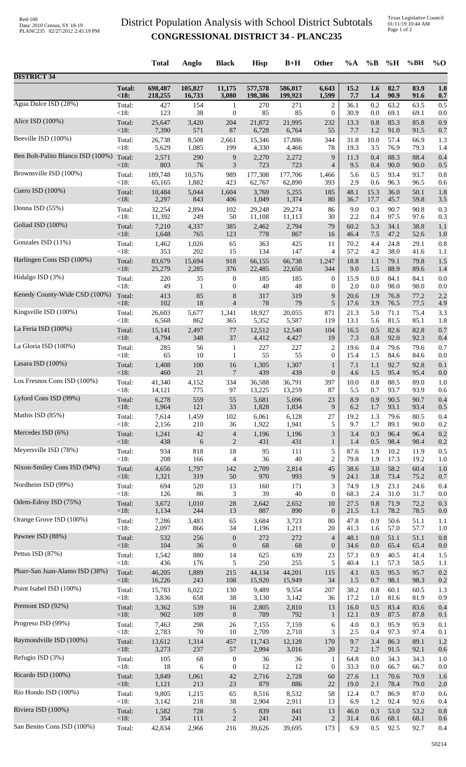# District Population Analysis with School District Subtotals

## CONGRESSIONAL DISTRICT 34 - PLANC235

| | | Total | Anglo | Black | Hisp | B+H | Other | %A | %B | %H | %BH | %O |
|---|---|---|---|---|---|---|---|---|---|---|---|---|
| **DISTRICT 34** | | | | | | | | | | | | |
| | **Total:** | **698,487** | **105,827** | **11,175** | **577,578** | **586,017** | **6,643** | **15.2** | **1.6** | **82.7** | **83.9** | **1.0** |
| | **<18:** | **218,255** | **16,733** | **3,080** | **198,386** | **199,923** | **1,599** | **7.7** | **1.4** | **90.9** | **91.6** | **0.7** |
| Agua Dulce ISD (28%) | Total: | 427 | 154 | 1 | 270 | 271 | 2 | 36.1 | 0.2 | 63.2 | 63.5 | 0.5 |
| | <18: | 123 | 38 | 0 | 85 | 85 | 0 | 30.9 | 0.0 | 69.1 | 69.1 | 0.0 |
| Alice ISD (100%) | Total: | 25,647 | 3,420 | 204 | 21,872 | 21,995 | 232 | 13.3 | 0.8 | 85.3 | 85.8 | 0.9 |
| | <18: | 7,390 | 571 | 87 | 6,728 | 6,764 | 55 | 7.7 | 1.2 | 91.0 | 91.5 | 0.7 |
| Beeville ISD (100%) | Total: | 26,738 | 8,508 | 2,661 | 15,346 | 17,886 | 344 | 31.8 | 10.0 | 57.4 | 66.9 | 1.3 |
| | <18: | 5,629 | 1,085 | 199 | 4,330 | 4,466 | 78 | 19.3 | 3.5 | 76.9 | 79.3 | 1.4 |
| Ben Bolt-Palito Blanco ISD (100%) | Total: | 2,571 | 290 | 9 | 2,270 | 2,272 | 9 | 11.3 | 0.4 | 88.3 | 88.4 | 0.4 |
| | <18: | 803 | 76 | 3 | 723 | 723 | 4 | 9.5 | 0.4 | 90.0 | 90.0 | 0.5 |
| Brownsville ISD (100%) | Total: | 189,748 | 10,576 | 989 | 177,308 | 177,706 | 1,466 | 5.6 | 0.5 | 93.4 | 93.7 | 0.8 |
| | <18: | 65,165 | 1,882 | 423 | 62,767 | 62,890 | 393 | 2.9 | 0.6 | 96.3 | 96.5 | 0.6 |
| Cuero ISD (100%) | Total: | 10,484 | 5,044 | 1,604 | 3,769 | 5,255 | 185 | 48.1 | 15.3 | 36.0 | 50.1 | 1.8 |
| | <18: | 2,297 | 843 | 406 | 1,049 | 1,374 | 80 | 36.7 | 17.7 | 45.7 | 59.8 | 3.5 |
| Donna ISD (55%) | Total: | 32,254 | 2,894 | 102 | 29,248 | 29,274 | 86 | 9.0 | 0.3 | 90.7 | 90.8 | 0.3 |
| | <18: | 11,392 | 249 | 50 | 11,108 | 11,113 | 30 | 2.2 | 0.4 | 97.5 | 97.6 | 0.3 |
| Goliad ISD (100%) | Total: | 7,210 | 4,337 | 385 | 2,462 | 2,794 | 79 | 60.2 | 5.3 | 34.1 | 38.8 | 1.1 |
| | <18: | 1,648 | 765 | 123 | 778 | 867 | 16 | 46.4 | 7.5 | 47.2 | 52.6 | 1.0 |
| Gonzales ISD (11%) | Total: | 1,462 | 1,026 | 65 | 363 | 425 | 11 | 70.2 | 4.4 | 24.8 | 29.1 | 0.8 |
| | <18: | 353 | 202 | 15 | 134 | 147 | 4 | 57.2 | 4.2 | 38.0 | 41.6 | 1.1 |
| Harlingen Cons ISD (100%) | Total: | 83,679 | 15,694 | 918 | 66,155 | 66,738 | 1,247 | 18.8 | 1.1 | 79.1 | 79.8 | 1.5 |
| | <18: | 25,279 | 2,285 | 376 | 22,485 | 22,650 | 344 | 9.0 | 1.5 | 88.9 | 89.6 | 1.4 |
| Hidalgo ISD (3%) | Total: | 220 | 35 | 0 | 185 | 185 | 0 | 15.9 | 0.0 | 84.1 | 84.1 | 0.0 |
| | <18: | 49 | 1 | 0 | 48 | 48 | 0 | 2.0 | 0.0 | 98.0 | 98.0 | 0.0 |
| Kenedy County-Wide CSD (100%) | Total: | 413 | 85 | 8 | 317 | 319 | 9 | 20.6 | 1.9 | 76.8 | 77.2 | 2.2 |
| | <18: | 102 | 18 | 4 | 78 | 79 | 5 | 17.6 | 3.9 | 76.5 | 77.5 | 4.9 |
| Kingsville ISD (100%) | Total: | 26,603 | 5,677 | 1,341 | 18,927 | 20,055 | 871 | 21.3 | 5.0 | 71.1 | 75.4 | 3.3 |
| | <18: | 6,568 | 862 | 365 | 5,352 | 5,587 | 119 | 13.1 | 5.6 | 81.5 | 85.1 | 1.8 |
| La Feria ISD (100%) | Total: | 15,141 | 2,497 | 77 | 12,512 | 12,540 | 104 | 16.5 | 0.5 | 82.6 | 82.8 | 0.7 |
| | <18: | 4,794 | 348 | 37 | 4,412 | 4,427 | 19 | 7.3 | 0.8 | 92.0 | 92.3 | 0.4 |
| La Gloria ISD (100%) | Total: | 285 | 56 | 1 | 227 | 227 | 2 | 19.6 | 0.4 | 79.6 | 79.6 | 0.7 |
| | <18: | 65 | 10 | 1 | 55 | 55 | 0 | 15.4 | 1.5 | 84.6 | 84.6 | 0.0 |
| Lasara ISD (100%) | Total: | 1,408 | 100 | 16 | 1,305 | 1,307 | 1 | 7.1 | 1.1 | 92.7 | 92.8 | 0.1 |
| | <18: | 460 | 21 | 7 | 439 | 439 | 0 | 4.6 | 1.5 | 95.4 | 95.4 | 0.0 |
| Los Fresnos Cons ISD (100%) | Total: | 41,340 | 4,152 | 334 | 36,588 | 36,791 | 397 | 10.0 | 0.8 | 88.5 | 89.0 | 1.0 |
| | <18: | 14,121 | 775 | 97 | 13,225 | 13,259 | 87 | 5.5 | 0.7 | 93.7 | 93.9 | 0.6 |
| Lyford Cons ISD (99%) | Total: | 6,278 | 559 | 55 | 5,681 | 5,696 | 23 | 8.9 | 0.9 | 90.5 | 90.7 | 0.4 |
| | <18: | 1,964 | 121 | 33 | 1,828 | 1,834 | 9 | 6.2 | 1.7 | 93.1 | 93.4 | 0.5 |
| Mathis ISD (85%) | Total: | 7,614 | 1,459 | 102 | 6,061 | 6,128 | 27 | 19.2 | 1.3 | 79.6 | 80.5 | 0.4 |
| | <18: | 2,156 | 210 | 36 | 1,922 | 1,941 | 5 | 9.7 | 1.7 | 89.1 | 90.0 | 0.2 |
| Mercedes ISD (6%) | Total: | 1,241 | 42 | 4 | 1,196 | 1,196 | 3 | 3.4 | 0.3 | 96.4 | 96.4 | 0.2 |
| | <18: | 438 | 6 | 2 | 431 | 431 | 1 | 1.4 | 0.5 | 98.4 | 98.4 | 0.2 |
| Meyersville ISD (78%) | Total: | 934 | 818 | 18 | 95 | 111 | 5 | 87.6 | 1.9 | 10.2 | 11.9 | 0.5 |
| | <18: | 208 | 166 | 4 | 36 | 40 | 2 | 79.8 | 1.9 | 17.3 | 19.2 | 1.0 |
| Nixon-Smiley Cons ISD (94%) | Total: | 4,656 | 1,797 | 142 | 2,709 | 2,814 | 45 | 38.6 | 3.0 | 58.2 | 60.4 | 1.0 |
| | <18: | 1,321 | 319 | 50 | 970 | 993 | 9 | 24.1 | 3.8 | 73.4 | 75.2 | 0.7 |
| Nordheim ISD (99%) | Total: | 694 | 520 | 13 | 160 | 171 | 3 | 74.9 | 1.9 | 23.1 | 24.6 | 0.4 |
| | <18: | 126 | 86 | 3 | 39 | 40 | 0 | 68.3 | 2.4 | 31.0 | 31.7 | 0.0 |
| Odem-Edroy ISD (75%) | Total: | 3,672 | 1,010 | 28 | 2,642 | 2,652 | 10 | 27.5 | 0.8 | 71.9 | 72.2 | 0.3 |
| | <18: | 1,134 | 244 | 13 | 887 | 890 | 0 | 21.5 | 1.1 | 78.2 | 78.5 | 0.0 |
| Orange Grove ISD (100%) | Total: | 7,286 | 3,483 | 65 | 3,684 | 3,723 | 80 | 47.8 | 0.9 | 50.6 | 51.1 | 1.1 |
| | <18: | 2,097 | 866 | 34 | 1,196 | 1,211 | 20 | 41.3 | 1.6 | 57.0 | 57.7 | 1.0 |
| Pawnee ISD (88%) | Total: | 532 | 256 | 0 | 272 | 272 | 4 | 48.1 | 0.0 | 51.1 | 51.1 | 0.8 |
| | <18: | 104 | 36 | 0 | 68 | 68 | 0 | 34.6 | 0.0 | 65.4 | 65.4 | 0.0 |
| Pettus ISD (87%) | Total: | 1,542 | 880 | 14 | 625 | 639 | 23 | 57.1 | 0.9 | 40.5 | 41.4 | 1.5 |
| | <18: | 436 | 176 | 5 | 250 | 255 | 5 | 40.4 | 1.1 | 57.3 | 58.5 | 1.1 |
| Pharr-San Juan-Alamo ISD (38%) | Total: | 46,205 | 1,889 | 215 | 44,134 | 44,201 | 115 | 4.1 | 0.5 | 95.5 | 95.7 | 0.2 |
| | <18: | 16,226 | 243 | 108 | 15,920 | 15,949 | 34 | 1.5 | 0.7 | 98.1 | 98.3 | 0.2 |
| Point Isabel ISD (100%) | Total: | 15,783 | 6,022 | 130 | 9,489 | 9,554 | 207 | 38.2 | 0.8 | 60.1 | 60.5 | 1.3 |
| | <18: | 3,836 | 658 | 38 | 3,130 | 3,142 | 36 | 17.2 | 1.0 | 81.6 | 81.9 | 0.9 |
| Premont ISD (92%) | Total: | 3,362 | 539 | 16 | 2,805 | 2,810 | 13 | 16.0 | 0.5 | 83.4 | 83.6 | 0.4 |
| | <18: | 902 | 109 | 8 | 789 | 792 | 1 | 12.1 | 0.9 | 87.5 | 87.8 | 0.1 |
| Progreso ISD (99%) | Total: | 7,463 | 298 | 26 | 7,155 | 7,159 | 6 | 4.0 | 0.3 | 95.9 | 95.9 | 0.1 |
| | <18: | 2,783 | 70 | 10 | 2,709 | 2,710 | 3 | 2.5 | 0.4 | 97.3 | 97.4 | 0.1 |
| Raymondville ISD (100%) | Total: | 13,612 | 1,314 | 457 | 11,743 | 12,128 | 170 | 9.7 | 3.4 | 86.3 | 89.1 | 1.2 |
| | <18: | 3,273 | 237 | 57 | 2,994 | 3,016 | 20 | 7.2 | 1.7 | 91.5 | 92.1 | 0.6 |
| Refugio ISD (3%) | Total: | 105 | 68 | 0 | 36 | 36 | 1 | 64.8 | 0.0 | 34.3 | 34.3 | 1.0 |
| | <18: | 18 | 6 | 0 | 12 | 12 | 0 | 33.3 | 0.0 | 66.7 | 66.7 | 0.0 |
| Ricardo ISD (100%) | Total: | 3,849 | 1,061 | 42 | 2,716 | 2,728 | 60 | 27.6 | 1.1 | 70.6 | 70.9 | 1.6 |
| | <18: | 1,121 | 213 | 23 | 879 | 886 | 22 | 19.0 | 2.1 | 78.4 | 79.0 | 2.0 |
| Rio Hondo ISD (100%) | Total: | 9,805 | 1,215 | 65 | 8,516 | 8,532 | 58 | 12.4 | 0.7 | 86.9 | 87.0 | 0.6 |
| | <18: | 3,142 | 218 | 38 | 2,904 | 2,911 | 13 | 6.9 | 1.2 | 92.4 | 92.6 | 0.4 |
| Riviera ISD (100%) | Total: | 1,582 | 728 | 5 | 839 | 841 | 13 | 46.0 | 0.3 | 53.0 | 53.2 | 0.8 |
| | <18: | 354 | 111 | 2 | 241 | 241 | 2 | 31.4 | 0.6 | 68.1 | 68.1 | 0.6 |
| San Benito Cons ISD (100%) | Total: | 42,834 | 2,966 | 216 | 39,626 | 39,695 | 173 | 6.9 | 0.5 | 92.5 | 92.7 | 0.4 |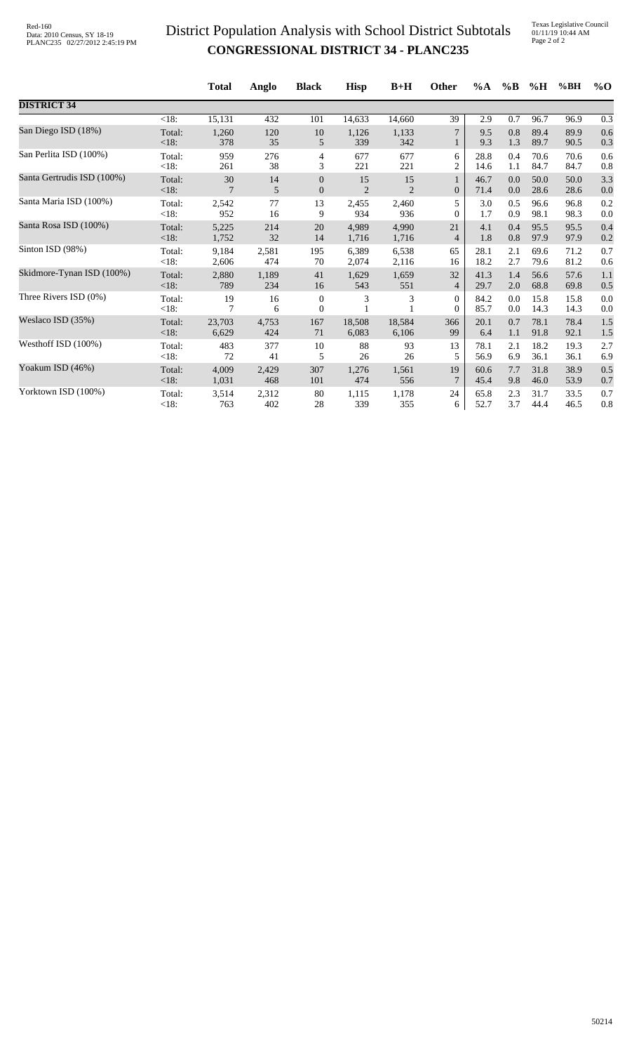# District Population Analysis with School District Subtotals

## CONGRESSIONAL DISTRICT 34 - PLANC235

| | | Total | Anglo | Black | Hisp | B+H | Other | %A | %B | %H | %BH | %O |
|---|---|---|---|---|---|---|---|---|---|---|---|---|
| **DISTRICT 34** | | | | | | | | | | | | |
| | <18: | 15,131 | 432 | 101 | 14,633 | 14,660 | 39 | 2.9 | 0.7 | 96.7 | 96.9 | 0.3 |
| San Diego ISD (18%) | Total: | 1,260 | 120 | 10 | 1,126 | 1,133 | 7 | 9.5 | 0.8 | 89.4 | 89.9 | 0.6 |
| | <18: | 378 | 35 | 5 | 339 | 342 | 1 | 9.3 | 1.3 | 89.7 | 90.5 | 0.3 |
| San Perlita ISD (100%) | Total: | 959 | 276 | 4 | 677 | 677 | 6 | 28.8 | 0.4 | 70.6 | 70.6 | 0.6 |
| | <18: | 261 | 38 | 3 | 221 | 221 | 2 | 14.6 | 1.1 | 84.7 | 84.7 | 0.8 |
| Santa Gertrudis ISD (100%) | Total: | 30 | 14 | 0 | 15 | 15 | 1 | 46.7 | 0.0 | 50.0 | 50.0 | 3.3 |
| | <18: | 7 | 5 | 0 | 2 | 2 | 0 | 71.4 | 0.0 | 28.6 | 28.6 | 0.0 |
| Santa Maria ISD (100%) | Total: | 2,542 | 77 | 13 | 2,455 | 2,460 | 5 | 3.0 | 0.5 | 96.6 | 96.8 | 0.2 |
| | <18: | 952 | 16 | 9 | 934 | 936 | 0 | 1.7 | 0.9 | 98.1 | 98.3 | 0.0 |
| Santa Rosa ISD (100%) | Total: | 5,225 | 214 | 20 | 4,989 | 4,990 | 21 | 4.1 | 0.4 | 95.5 | 95.5 | 0.4 |
| | <18: | 1,752 | 32 | 14 | 1,716 | 1,716 | 4 | 1.8 | 0.8 | 97.9 | 97.9 | 0.2 |
| Sinton ISD (98%) | Total: | 9,184 | 2,581 | 195 | 6,389 | 6,538 | 65 | 28.1 | 2.1 | 69.6 | 71.2 | 0.7 |
| | <18: | 2,606 | 474 | 70 | 2,074 | 2,116 | 16 | 18.2 | 2.7 | 79.6 | 81.2 | 0.6 |
| Skidmore-Tynan ISD (100%) | Total: | 2,880 | 1,189 | 41 | 1,629 | 1,659 | 32 | 41.3 | 1.4 | 56.6 | 57.6 | 1.1 |
| | <18: | 789 | 234 | 16 | 543 | 551 | 4 | 29.7 | 2.0 | 68.8 | 69.8 | 0.5 |
| Three Rivers ISD (0%) | Total: | 19 | 16 | 0 | 3 | 3 | 0 | 84.2 | 0.0 | 15.8 | 15.8 | 0.0 |
| | <18: | 7 | 6 | 0 | 1 | 1 | 0 | 85.7 | 0.0 | 14.3 | 14.3 | 0.0 |
| Weslaco ISD (35%) | Total: | 23,703 | 4,753 | 167 | 18,508 | 18,584 | 366 | 20.1 | 0.7 | 78.1 | 78.4 | 1.5 |
| | <18: | 6,629 | 424 | 71 | 6,083 | 6,106 | 99 | 6.4 | 1.1 | 91.8 | 92.1 | 1.5 |
| Westhoff ISD (100%) | Total: | 483 | 377 | 10 | 88 | 93 | 13 | 78.1 | 2.1 | 18.2 | 19.3 | 2.7 |
| | <18: | 72 | 41 | 5 | 26 | 26 | 5 | 56.9 | 6.9 | 36.1 | 36.1 | 6.9 |
| Yoakum ISD (46%) | Total: | 4,009 | 2,429 | 307 | 1,276 | 1,561 | 19 | 60.6 | 7.7 | 31.8 | 38.9 | 0.5 |
| | <18: | 1,031 | 468 | 101 | 474 | 556 | 7 | 45.4 | 9.8 | 46.0 | 53.9 | 0.7 |
| Yorktown ISD (100%) | Total: | 3,514 | 2,312 | 80 | 1,115 | 1,178 | 24 | 65.8 | 2.3 | 31.7 | 33.5 | 0.7 |
| | <18: | 763 | 402 | 28 | 339 | 355 | 6 | 52.7 | 3.7 | 44.4 | 46.5 | 0.8 |